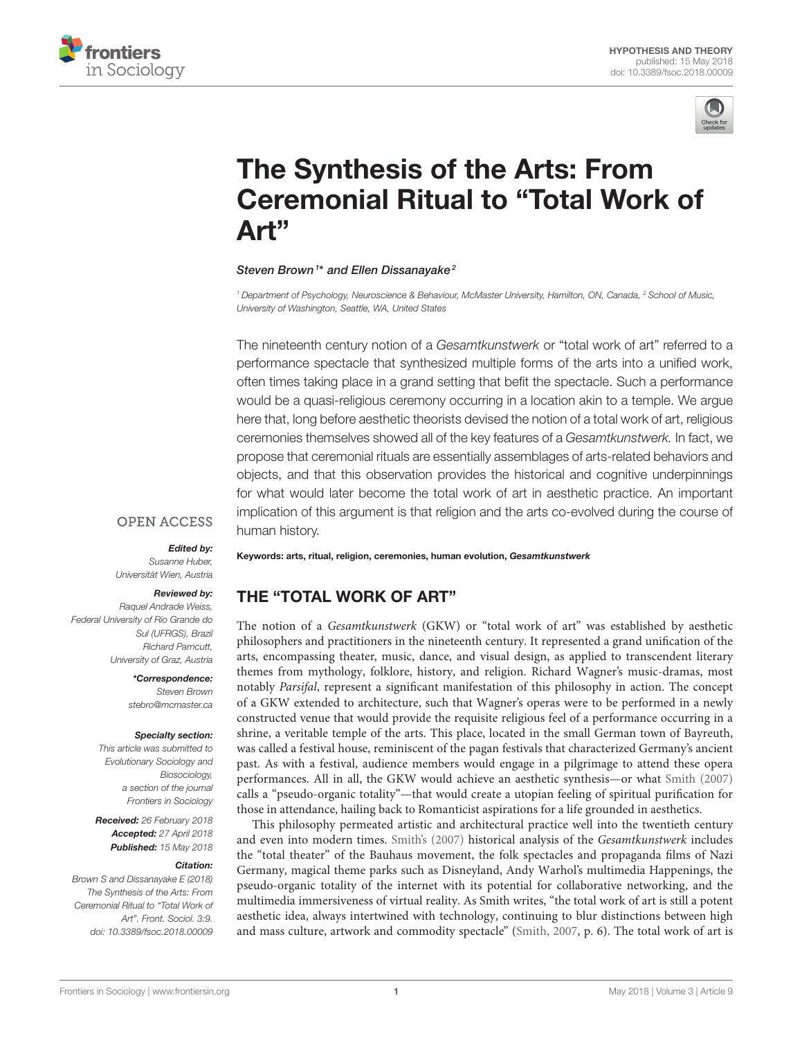HYPOTHESIS AND THEORY
published: 15 May 2018
doi: 10.3389/fsoc.2018.00009

# The Synthesis of the Arts: From Ceremonial Ritual to "Total Work of Art"

*Steven Brown[1]\* and Ellen Dissanayake[2]*

[1] Department of Psychology, Neuroscience & Behaviour, McMaster University, Hamilton, ON, Canada, [2] School of Music, University of Washington, Seattle, WA, United States

The nineteenth century notion of a *Gesamtkunstwerk* or "total work of art" referred to a performance spectacle that synthesized multiple forms of the arts into a unified work, often times taking place in a grand setting that befit the spectacle. Such a performance would be a quasi-religious ceremony occurring in a location akin to a temple. We argue here that, long before aesthetic theorists devised the notion of a total work of art, religious ceremonies themselves showed all of the key features of a *Gesamtkunstwerk*. In fact, we propose that ceremonial rituals are essentially assemblages of arts-related behaviors and objects, and that this observation provides the historical and cognitive underpinnings for what would later become the total work of art in aesthetic practice. An important implication of this argument is that religion and the arts co-evolved during the course of human history.

**Keywords: arts, ritual, religion, ceremonies, human evolution, *Gesamtkunstwerk***

OPEN ACCESS

***Edited by:***
Susanne Huber,
Universität Wien, Austria

***Reviewed by:***
Raquel Andrade Weiss,
Federal University of Rio Grande do Sul (UFRGS), Brazil
Richard Parncutt,
University of Graz, Austria

***\*Correspondence:***
Steven Brown
stebro@mcmaster.ca

***Specialty section:***
This article was submitted to Evolutionary Sociology and Biosociology, a section of the journal Frontiers in Sociology

***Received:*** 26 February 2018
***Accepted:*** 27 April 2018
***Published:*** 15 May 2018

***Citation:***
Brown S and Dissanayake E (2018) The Synthesis of the Arts: From Ceremonial Ritual to "Total Work of Art". Front. Sociol. 3:9. doi: 10.3389/fsoc.2018.00009

## THE "TOTAL WORK OF ART"

The notion of a *Gesamtkunstwerk* (GKW) or "total work of art" was established by aesthetic philosophers and practitioners in the nineteenth century. It represented a grand unification of the arts, encompassing theater, music, dance, and visual design, as applied to transcendent literary themes from mythology, folklore, history, and religion. Richard Wagner's music-dramas, most notably *Parsifal*, represent a significant manifestation of this philosophy in action. The concept of a GKW extended to architecture, such that Wagner's operas were to be performed in a newly constructed venue that would provide the requisite religious feel of a performance occurring in a shrine, a veritable temple of the arts. This place, located in the small German town of Bayreuth, was called a festival house, reminiscent of the pagan festivals that characterized Germany's ancient past. As with a festival, audience members would engage in a pilgrimage to attend these opera performances. All in all, the GKW would achieve an aesthetic synthesis—or what Smith (2007) calls a "pseudo-organic totality"—that would create a utopian feeling of spiritual purification for those in attendance, hailing back to Romanticist aspirations for a life grounded in aesthetics.

This philosophy permeated artistic and architectural practice well into the twentieth century and even into modern times. Smith's (2007) historical analysis of the *Gesamtkunstwerk* includes the "total theater" of the Bauhaus movement, the folk spectacles and propaganda films of Nazi Germany, magical theme parks such as Disneyland, Andy Warhol's multimedia Happenings, the pseudo-organic totality of the internet with its potential for collaborative networking, and the multimedia immersiveness of virtual reality. As Smith writes, "the total work of art is still a potent aesthetic idea, always intertwined with technology, continuing to blur distinctions between high and mass culture, artwork and commodity spectacle" (Smith, 2007, p. 6). The total work of art is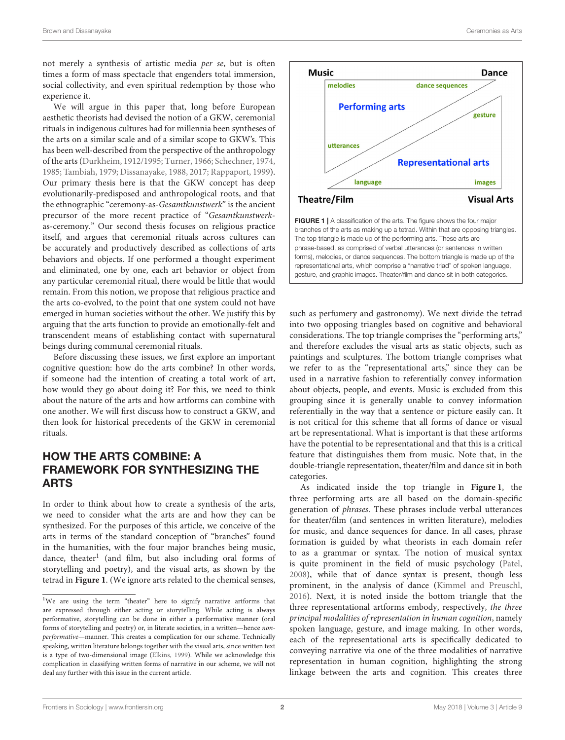not merely a synthesis of artistic media *per se*, but is often times a form of mass spectacle that engenders total immersion, social collectivity, and even spiritual redemption by those who experience it.

We will argue in this paper that, long before European aesthetic theorists had devised the notion of a GKW, ceremonial rituals in indigenous cultures had for millennia been syntheses of the arts on a similar scale and of a similar scope to GKW's. This has been well-described from the perspective of the anthropology of the arts (Durkheim, 1912/1995; Turner, 1966; Schechner, 1974, 1985; Tambiah, 1979; Dissanayake, 1988, 2017; Rappaport, 1999). Our primary thesis here is that the GKW concept has deep evolutionarily-predisposed and anthropological roots, and that the ethnographic "ceremony-as-*Gesamtkunstwerk*" is the ancient precursor of the more recent practice of "*Gesamtkunstwerk*-as-ceremony." Our second thesis focuses on religious practice itself, and argues that ceremonial rituals across cultures can be accurately and productively described as collections of arts behaviors and objects. If one performed a thought experiment and eliminated, one by one, each art behavior or object from any particular ceremonial ritual, there would be little that would remain. From this notion, we propose that religious practice and the arts co-evolved, to the point that one system could not have emerged in human societies without the other. We justify this by arguing that the arts function to provide an emotionally-felt and transcendent means of establishing contact with supernatural beings during communal ceremonial rituals.

Before discussing these issues, we first explore an important cognitive question: how do the arts combine? In other words, if someone had the intention of creating a total work of art, how would they go about doing it? For this, we need to think about the nature of the arts and how artforms can combine with one another. We will first discuss how to construct a GKW, and then look for historical precedents of the GKW in ceremonial rituals.

## HOW THE ARTS COMBINE: A FRAMEWORK FOR SYNTHESIZING THE ARTS

In order to think about how to create a synthesis of the arts, we need to consider what the arts are and how they can be synthesized. For the purposes of this article, we conceive of the arts in terms of the standard conception of "branches" found in the humanities, with the four major branches being music, dance, theater[1] (and film, but also including oral forms of storytelling and poetry), and the visual arts, as shown by the tetrad in **Figure 1**. (We ignore arts related to the chemical senses, such as perfumery and gastronomy). We next divide the tetrad into two opposing triangles based on cognitive and behavioral considerations. The top triangle comprises the "performing arts," and therefore excludes the visual arts as static objects, such as paintings and sculptures. The bottom triangle comprises what we refer to as the "representational arts," since they can be used in a narrative fashion to referentially convey information about objects, people, and events. Music is excluded from this grouping since it is generally unable to convey information referentially in the way that a sentence or picture easily can. It is not critical for this scheme that all forms of dance or visual art be representational. What is important is that these artforms have the potential to be representational and that this is a critical feature that distinguishes them from music. Note that, in the double-triangle representation, theater/film and dance sit in both categories.

Music | Dance
melodies | dance sequences
Performing arts
gesture
utterances
Representational arts
language | images
Theatre/Film | Visual Arts

**FIGURE 1** | A classification of the arts. The figure shows the four major branches of the arts as making up a tetrad. Within that are opposing triangles. The top triangle is made up of the performing arts. These arts are phrase-based, as comprised of verbal utterances (or sentences in written forms), melodies, or dance sequences. The bottom triangle is made up of the representational arts, which comprise a "narrative triad" of spoken language, gesture, and graphic images. Theater/film and dance sit in both categories.

As indicated inside the top triangle in **Figure 1**, the three performing arts are all based on the domain-specific generation of *phrases*. These phrases include verbal utterances for theater/film (and sentences in written literature), melodies for music, and dance sequences for dance. In all cases, phrase formation is guided by what theorists in each domain refer to as a grammar or syntax. The notion of musical syntax is quite prominent in the field of music psychology (Patel, 2008), while that of dance syntax is present, though less prominent, in the analysis of dance (Kimmel and Preuschl, 2016). Next, it is noted inside the bottom triangle that the three representational artforms embody, respectively, *the three principal modalities of representation in human cognition*, namely spoken language, gesture, and image making. In other words, each of the representational arts is specifically dedicated to conveying narrative via one of the three modalities of narrative representation in human cognition, highlighting the strong linkage between the arts and cognition. This creates three

[1] We are using the term "theater" here to signify narrative artforms that are expressed through either acting or storytelling. While acting is always performative, storytelling can be done in either a performative manner (oral forms of storytelling and poetry) or, in literate societies, in a written—hence *non-performative*—manner. This creates a complication for our scheme. Technically speaking, written literature belongs together with the visual arts, since written text is a type of two-dimensional image (Elkins, 1999). While we acknowledge this complication in classifying written forms of narrative in our scheme, we will not deal any further with this issue in the current article.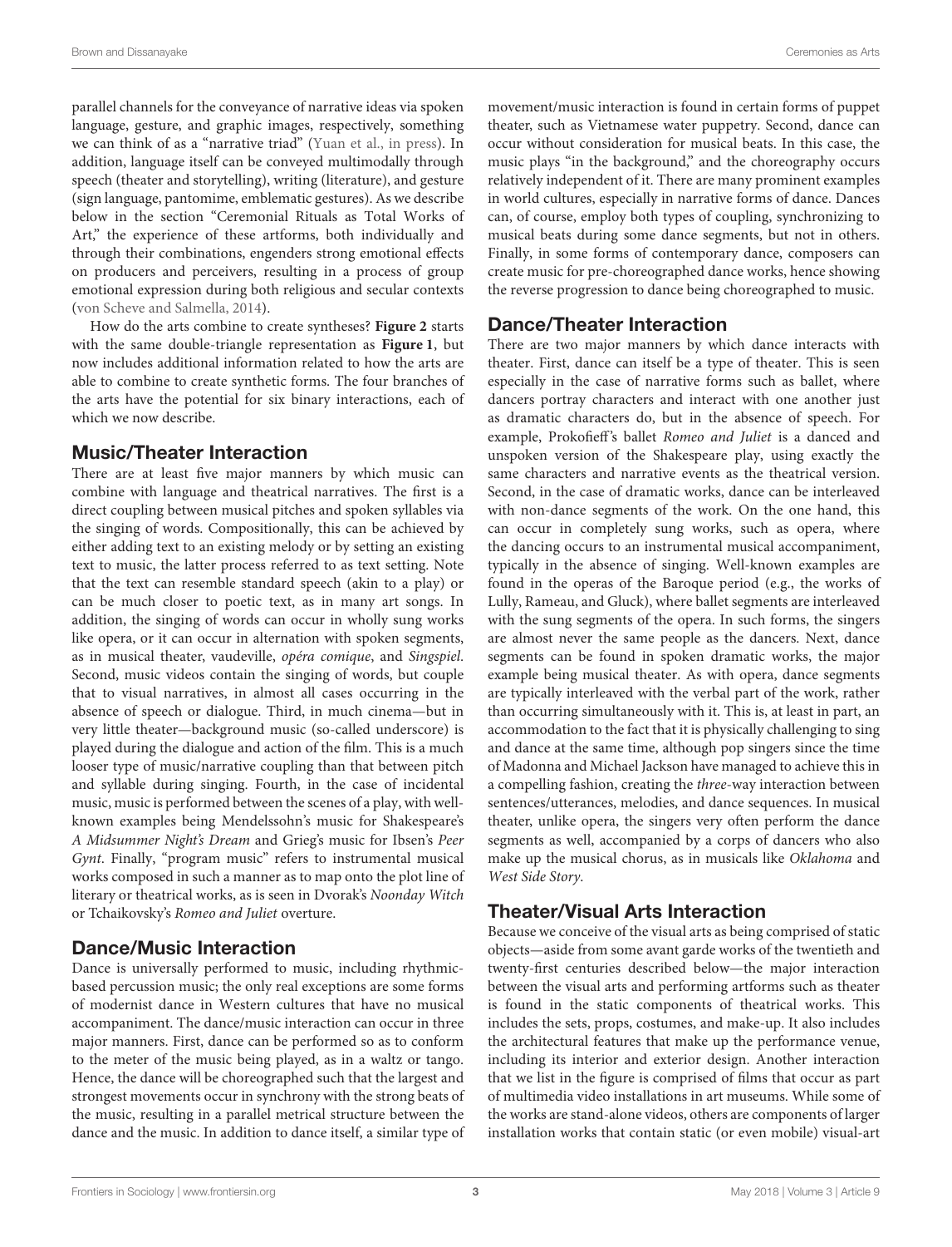parallel channels for the conveyance of narrative ideas via spoken language, gesture, and graphic images, respectively, something we can think of as a "narrative triad" (Yuan et al., in press). In addition, language itself can be conveyed multimodally through speech (theater and storytelling), writing (literature), and gesture (sign language, pantomime, emblematic gestures). As we describe below in the section "Ceremonial Rituals as Total Works of Art," the experience of these artforms, both individually and through their combinations, engenders strong emotional effects on producers and perceivers, resulting in a process of group emotional expression during both religious and secular contexts (von Scheve and Salmella, 2014).

How do the arts combine to create syntheses? **Figure 2** starts with the same double-triangle representation as **Figure 1**, but now includes additional information related to how the arts are able to combine to create synthetic forms. The four branches of the arts have the potential for six binary interactions, each of which we now describe.

## Music/Theater Interaction

There are at least five major manners by which music can combine with language and theatrical narratives. The first is a direct coupling between musical pitches and spoken syllables via the singing of words. Compositionally, this can be achieved by either adding text to an existing melody or by setting an existing text to music, the latter process referred to as text setting. Note that the text can resemble standard speech (akin to a play) or can be much closer to poetic text, as in many art songs. In addition, the singing of words can occur in wholly sung works like opera, or it can occur in alternation with spoken segments, as in musical theater, vaudeville, *opéra comique*, and *Singspiel*. Second, music videos contain the singing of words, but couple that to visual narratives, in almost all cases occurring in the absence of speech or dialogue. Third, in much cinema—but in very little theater—background music (so-called underscore) is played during the dialogue and action of the film. This is a much looser type of music/narrative coupling than that between pitch and syllable during singing. Fourth, in the case of incidental music, music is performed between the scenes of a play, with well-known examples being Mendelssohn's music for Shakespeare's *A Midsummer Night's Dream* and Grieg's music for Ibsen's *Peer Gynt*. Finally, "program music" refers to instrumental musical works composed in such a manner as to map onto the plot line of literary or theatrical works, as is seen in Dvorak's *Noonday Witch* or Tchaikovsky's *Romeo and Juliet* overture.

## Dance/Music Interaction

Dance is universally performed to music, including rhythmic-based percussion music; the only real exceptions are some forms of modernist dance in Western cultures that have no musical accompaniment. The dance/music interaction can occur in three major manners. First, dance can be performed so as to conform to the meter of the music being played, as in a waltz or tango. Hence, the dance will be choreographed such that the largest and strongest movements occur in synchrony with the strong beats of the music, resulting in a parallel metrical structure between the dance and the music. In addition to dance itself, a similar type of movement/music interaction is found in certain forms of puppet theater, such as Vietnamese water puppetry. Second, dance can occur without consideration for musical beats. In this case, the music plays "in the background," and the choreography occurs relatively independent of it. There are many prominent examples in world cultures, especially in narrative forms of dance. Dances can, of course, employ both types of coupling, synchronizing to musical beats during some dance segments, but not in others. Finally, in some forms of contemporary dance, composers can create music for pre-choreographed dance works, hence showing the reverse progression to dance being choreographed to music.

## Dance/Theater Interaction

There are two major manners by which dance interacts with theater. First, dance can itself be a type of theater. This is seen especially in the case of narrative forms such as ballet, where dancers portray characters and interact with one another just as dramatic characters do, but in the absence of speech. For example, Prokofieff's ballet *Romeo and Juliet* is a danced and unspoken version of the Shakespeare play, using exactly the same characters and narrative events as the theatrical version. Second, in the case of dramatic works, dance can be interleaved with non-dance segments of the work. On the one hand, this can occur in completely sung works, such as opera, where the dancing occurs to an instrumental musical accompaniment, typically in the absence of singing. Well-known examples are found in the operas of the Baroque period (e.g., the works of Lully, Rameau, and Gluck), where ballet segments are interleaved with the sung segments of the opera. In such forms, the singers are almost never the same people as the dancers. Next, dance segments can be found in spoken dramatic works, the major example being musical theater. As with opera, dance segments are typically interleaved with the verbal part of the work, rather than occurring simultaneously with it. This is, at least in part, an accommodation to the fact that it is physically challenging to sing and dance at the same time, although pop singers since the time of Madonna and Michael Jackson have managed to achieve this in a compelling fashion, creating the *three*-way interaction between sentences/utterances, melodies, and dance sequences. In musical theater, unlike opera, the singers very often perform the dance segments as well, accompanied by a corps of dancers who also make up the musical chorus, as in musicals like *Oklahoma* and *West Side Story*.

## Theater/Visual Arts Interaction

Because we conceive of the visual arts as being comprised of static objects—aside from some avant garde works of the twentieth and twenty-first centuries described below—the major interaction between the visual arts and performing artforms such as theater is found in the static components of theatrical works. This includes the sets, props, costumes, and make-up. It also includes the architectural features that make up the performance venue, including its interior and exterior design. Another interaction that we list in the figure is comprised of films that occur as part of multimedia video installations in art museums. While some of the works are stand-alone videos, others are components of larger installation works that contain static (or even mobile) visual-art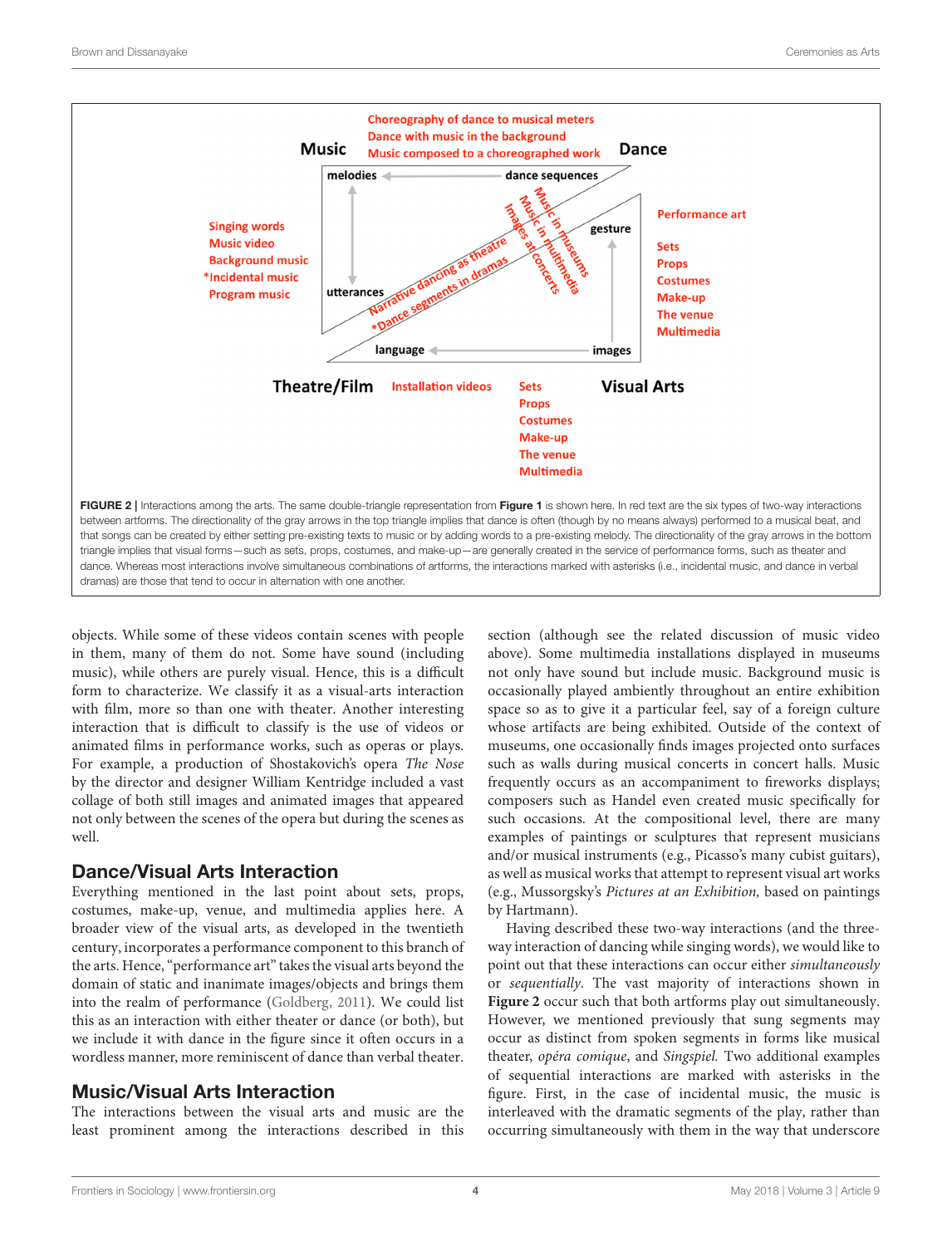FIGURE 2 | Interactions among the arts. The same double-triangle representation from **Figure 1** is shown here. In red text are the six types of two-way interactions between artforms. The directionality of the gray arrows in the top triangle implies that dance is often (though by no means always) performed to a musical beat, and that songs can be created by either setting pre-existing texts to music or by adding words to a pre-existing melody. The directionality of the gray arrows in the bottom triangle implies that visual forms—such as sets, props, costumes, and make-up—are generally created in the service of performance forms, such as theater and dance. Whereas most interactions involve simultaneous combinations of artforms, the interactions marked with asterisks (i.e., incidental music, and dance in verbal dramas) are those that tend to occur in alternation with one another.

objects. While some of these videos contain scenes with people in them, many of them do not. Some have sound (including music), while others are purely visual. Hence, this is a difficult form to characterize. We classify it as a visual-arts interaction with film, more so than one with theater. Another interesting interaction that is difficult to classify is the use of videos or animated films in performance works, such as operas or plays. For example, a production of Shostakovich's opera *The Nose* by the director and designer William Kentridge included a vast collage of both still images and animated images that appeared not only between the scenes of the opera but during the scenes as well.

## Dance/Visual Arts Interaction

Everything mentioned in the last point about sets, props, costumes, make-up, venue, and multimedia applies here. A broader view of the visual arts, as developed in the twentieth century, incorporates a performance component to this branch of the arts. Hence, "performance art" takes the visual arts beyond the domain of static and inanimate images/objects and brings them into the realm of performance (Goldberg, 2011). We could list this as an interaction with either theater or dance (or both), but we include it with dance in the figure since it often occurs in a wordless manner, more reminiscent of dance than verbal theater.

## Music/Visual Arts Interaction

The interactions between the visual arts and music are the least prominent among the interactions described in this section (although see the related discussion of music video above). Some multimedia installations displayed in museums not only have sound but include music. Background music is occasionally played ambiently throughout an entire exhibition space so as to give it a particular feel, say of a foreign culture whose artifacts are being exhibited. Outside of the context of museums, one occasionally finds images projected onto surfaces such as walls during musical concerts in concert halls. Music frequently occurs as an accompaniment to fireworks displays; composers such as Handel even created music specifically for such occasions. At the compositional level, there are many examples of paintings or sculptures that represent musicians and/or musical instruments (e.g., Picasso's many cubist guitars), as well as musical works that attempt to represent visual art works (e.g., Mussorgsky's *Pictures at an Exhibition,* based on paintings by Hartmann).

Having described these two-way interactions (and the three-way interaction of dancing while singing words), we would like to point out that these interactions can occur either *simultaneously* or *sequentially*. The vast majority of interactions shown in **Figure 2** occur such that both artforms play out simultaneously. However, we mentioned previously that sung segments may occur as distinct from spoken segments in forms like musical theater, *opéra comique*, and *Singspiel.* Two additional examples of sequential interactions are marked with asterisks in the figure. First, in the case of incidental music, the music is interleaved with the dramatic segments of the play, rather than occurring simultaneously with them in the way that underscore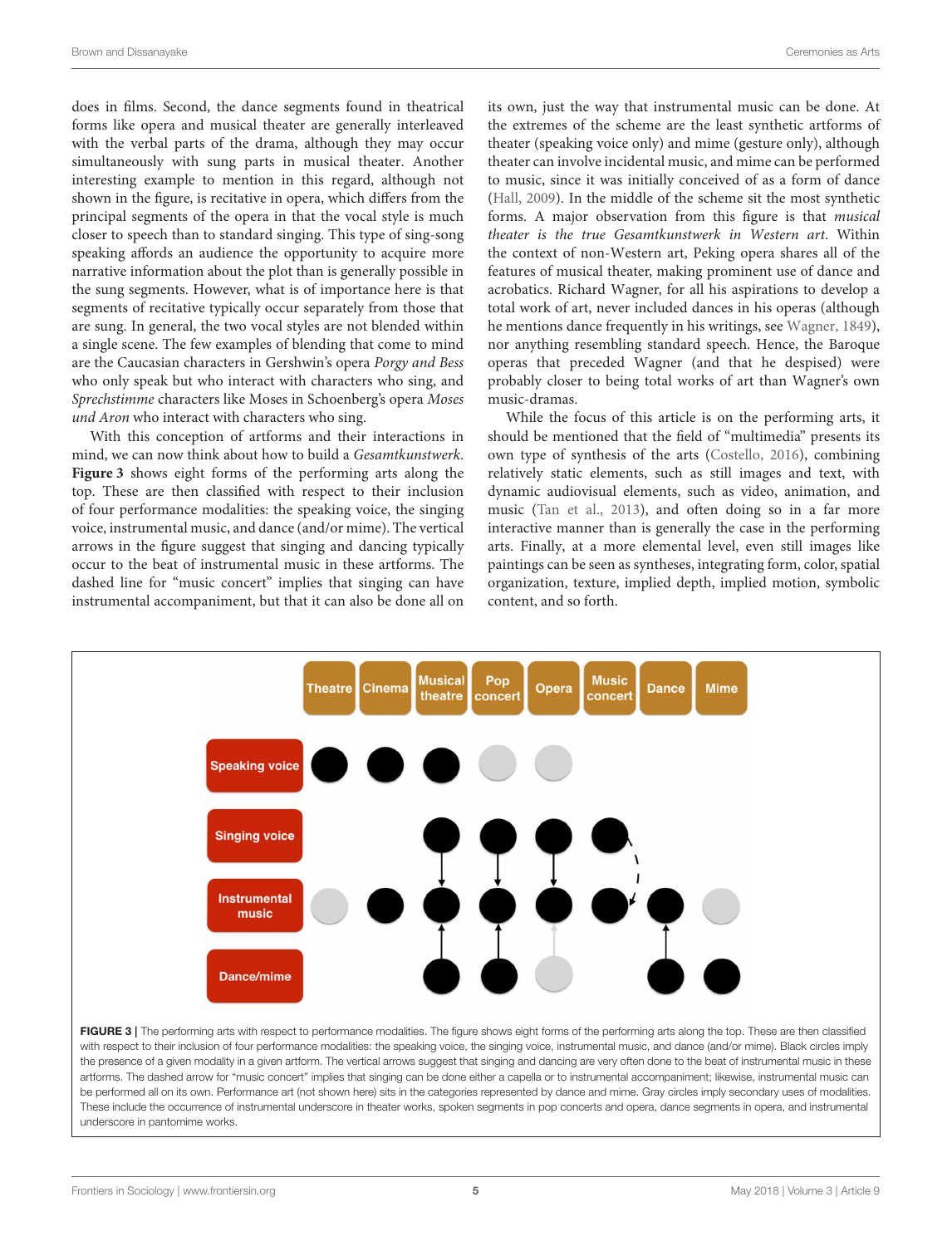does in films. Second, the dance segments found in theatrical forms like opera and musical theater are generally interleaved with the verbal parts of the drama, although they may occur simultaneously with sung parts in musical theater. Another interesting example to mention in this regard, although not shown in the figure, is recitative in opera, which differs from the principal segments of the opera in that the vocal style is much closer to speech than to standard singing. This type of sing-song speaking affords an audience the opportunity to acquire more narrative information about the plot than is generally possible in the sung segments. However, what is of importance here is that segments of recitative typically occur separately from those that are sung. In general, the two vocal styles are not blended within a single scene. The few examples of blending that come to mind are the Caucasian characters in Gershwin's opera *Porgy and Bess* who only speak but who interact with characters who sing, and *Sprechstimme* characters like Moses in Schoenberg's opera *Moses und Aron* who interact with characters who sing.

With this conception of artforms and their interactions in mind, we can now think about how to build a *Gesamtkunstwerk*. **Figure 3** shows eight forms of the performing arts along the top. These are then classified with respect to their inclusion of four performance modalities: the speaking voice, the singing voice, instrumental music, and dance (and/or mime). The vertical arrows in the figure suggest that singing and dancing typically occur to the beat of instrumental music in these artforms. The dashed line for "music concert" implies that singing can have instrumental accompaniment, but that it can also be done all on its own, just the way that instrumental music can be done. At the extremes of the scheme are the least synthetic artforms of theater (speaking voice only) and mime (gesture only), although theater can involve incidental music, and mime can be performed to music, since it was initially conceived of as a form of dance (Hall, 2009). In the middle of the scheme sit the most synthetic forms. A major observation from this figure is that *musical theater is the true Gesamtkunstwerk in Western art*. Within the context of non-Western art, Peking opera shares all of the features of musical theater, making prominent use of dance and acrobatics. Richard Wagner, for all his aspirations to develop a total work of art, never included dances in his operas (although he mentions dance frequently in his writings, see Wagner, 1849), nor anything resembling standard speech. Hence, the Baroque operas that preceded Wagner (and that he despised) were probably closer to being total works of art than Wagner's own music-dramas.

While the focus of this article is on the performing arts, it should be mentioned that the field of "multimedia" presents its own type of synthesis of the arts (Costello, 2016), combining relatively static elements, such as still images and text, with dynamic audiovisual elements, such as video, animation, and music (Tan et al., 2013), and often doing so in a far more interactive manner than is generally the case in the performing arts. Finally, at a more elemental level, even still images like paintings can be seen as syntheses, integrating form, color, spatial organization, texture, implied depth, implied motion, symbolic content, and so forth.

**FIGURE 3** | The performing arts with respect to performance modalities. The figure shows eight forms of the performing arts along the top. These are then classified with respect to their inclusion of four performance modalities: the speaking voice, the singing voice, instrumental music, and dance (and/or mime). Black circles imply the presence of a given modality in a given artform. The vertical arrows suggest that singing and dancing are very often done to the beat of instrumental music in these artforms. The dashed arrow for "music concert" implies that singing can be done either a capella or to instrumental accompaniment; likewise, instrumental music can be performed all on its own. Performance art (not shown here) sits in the categories represented by dance and mime. Gray circles imply secondary uses of modalities. These include the occurrence of instrumental underscore in theater works, spoken segments in pop concerts and opera, dance segments in opera, and instrumental underscore in pantomime works.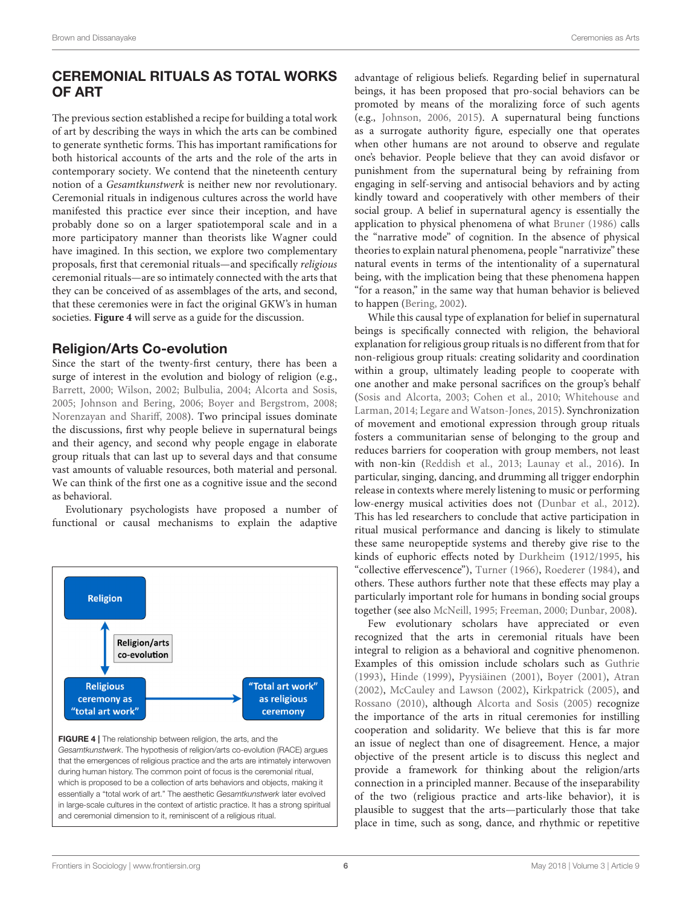## CEREMONIAL RITUALS AS TOTAL WORKS OF ART

The previous section established a recipe for building a total work of art by describing the ways in which the arts can be combined to generate synthetic forms. This has important ramifications for both historical accounts of the arts and the role of the arts in contemporary society. We contend that the nineteenth century notion of a *Gesamtkunstwerk* is neither new nor revolutionary. Ceremonial rituals in indigenous cultures across the world have manifested this practice ever since their inception, and have probably done so on a larger spatiotemporal scale and in a more participatory manner than theorists like Wagner could have imagined. In this section, we explore two complementary proposals, first that ceremonial rituals—and specifically *religious* ceremonial rituals—are so intimately connected with the arts that they can be conceived of as assemblages of the arts, and second, that these ceremonies were in fact the original GKW's in human societies. **Figure 4** will serve as a guide for the discussion.

### Religion/Arts Co-evolution

Since the start of the twenty-first century, there has been a surge of interest in the evolution and biology of religion (e.g., Barrett, 2000; Wilson, 2002; Bulbulia, 2004; Alcorta and Sosis, 2005; Johnson and Bering, 2006; Boyer and Bergstrom, 2008; Norenzayan and Shariff, 2008). Two principal issues dominate the discussions, first why people believe in supernatural beings and their agency, and second why people engage in elaborate group rituals that can last up to several days and that consume vast amounts of valuable resources, both material and personal. We can think of the first one as a cognitive issue and the second as behavioral.

Evolutionary psychologists have proposed a number of functional or causal mechanisms to explain the adaptive advantage of religious beliefs. Regarding belief in supernatural beings, it has been proposed that pro-social behaviors can be promoted by means of the moralizing force of such agents (e.g., Johnson, 2006, 2015). A supernatural being functions as a surrogate authority figure, especially one that operates when other humans are not around to observe and regulate one's behavior. People believe that they can avoid disfavor or punishment from the supernatural being by refraining from engaging in self-serving and antisocial behaviors and by acting kindly toward and cooperatively with other members of their social group. A belief in supernatural agency is essentially the application to physical phenomena of what Bruner (1986) calls the "narrative mode" of cognition. In the absence of physical theories to explain natural phenomena, people "narrativize" these natural events in terms of the intentionality of a supernatural being, with the implication being that these phenomena happen "for a reason," in the same way that human behavior is believed to happen (Bering, 2002).

While this causal type of explanation for belief in supernatural beings is specifically connected with religion, the behavioral explanation for religious group rituals is no different from that for non-religious group rituals: creating solidarity and coordination within a group, ultimately leading people to cooperate with one another and make personal sacrifices on the group's behalf (Sosis and Alcorta, 2003; Cohen et al., 2010; Whitehouse and Larman, 2014; Legare and Watson-Jones, 2015). Synchronization of movement and emotional expression through group rituals fosters a communitarian sense of belonging to the group and reduces barriers for cooperation with group members, not least with non-kin (Reddish et al., 2013; Launay et al., 2016). In particular, singing, dancing, and drumming all trigger endorphin release in contexts where merely listening to music or performing low-energy musical activities does not (Dunbar et al., 2012). This has led researchers to conclude that active participation in ritual musical performance and dancing is likely to stimulate these same neuropeptide systems and thereby give rise to the kinds of euphoric effects noted by Durkheim (1912/1995, his "collective effervescence"), Turner (1966), Roederer (1984), and others. These authors further note that these effects may play a particularly important role for humans in bonding social groups together (see also McNeill, 1995; Freeman, 2000; Dunbar, 2008).

Few evolutionary scholars have appreciated or even recognized that the arts in ceremonial rituals have been integral to religion as a behavioral and cognitive phenomenon. Examples of this omission include scholars such as Guthrie (1993), Hinde (1999), Pyysiäinen (2001), Boyer (2001), Atran (2002), McCauley and Lawson (2002), Kirkpatrick (2005), and Rossano (2010), although Alcorta and Sosis (2005) recognize the importance of the arts in ritual ceremonies for instilling cooperation and solidarity. We believe that this is far more an issue of neglect than one of disagreement. Hence, a major objective of the present article is to discuss this neglect and provide a framework for thinking about the religion/arts connection in a principled manner. Because of the inseparability of the two (religious practice and arts-like behavior), it is plausible to suggest that the arts—particularly those that take place in time, such as song, dance, and rhythmic or repetitive

Religion

Religion/arts co-evolution

Religious ceremony as "total art work"

"Total art work" as religious ceremony

**FIGURE 4 |** The relationship between religion, the arts, and the *Gesamtkunstwerk*. The hypothesis of religion/arts co-evolution (RACE) argues that the emergences of religious practice and the arts are intimately interwoven during human history. The common point of focus is the ceremonial ritual, which is proposed to be a collection of arts behaviors and objects, making it essentially a "total work of art." The aesthetic *Gesamtkunstwerk* later evolved in large-scale cultures in the context of artistic practice. It has a strong spiritual and ceremonial dimension to it, reminiscent of a religious ritual.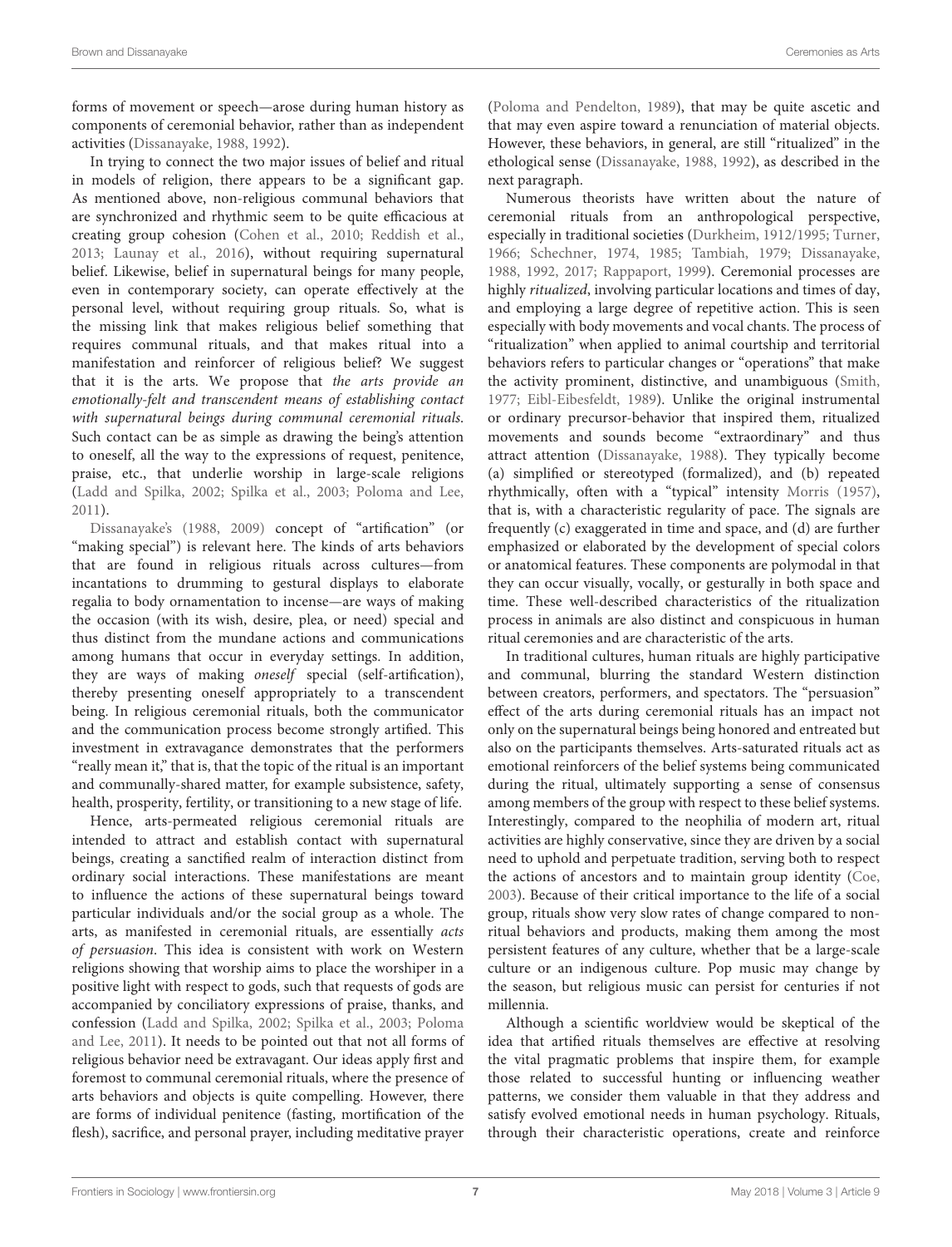forms of movement or speech—arose during human history as components of ceremonial behavior, rather than as independent activities (Dissanayake, 1988, 1992).

In trying to connect the two major issues of belief and ritual in models of religion, there appears to be a significant gap. As mentioned above, non-religious communal behaviors that are synchronized and rhythmic seem to be quite efficacious at creating group cohesion (Cohen et al., 2010; Reddish et al., 2013; Launay et al., 2016), without requiring supernatural belief. Likewise, belief in supernatural beings for many people, even in contemporary society, can operate effectively at the personal level, without requiring group rituals. So, what is the missing link that makes religious belief something that requires communal rituals, and that makes ritual into a manifestation and reinforcer of religious belief? We suggest that it is the arts. We propose that *the arts provide an emotionally-felt and transcendent means of establishing contact with supernatural beings during communal ceremonial rituals*. Such contact can be as simple as drawing the being's attention to oneself, all the way to the expressions of request, penitence, praise, etc., that underlie worship in large-scale religions (Ladd and Spilka, 2002; Spilka et al., 2003; Poloma and Lee, 2011).

Dissanayake's (1988, 2009) concept of "artification" (or "making special") is relevant here. The kinds of arts behaviors that are found in religious rituals across cultures—from incantations to drumming to gestural displays to elaborate regalia to body ornamentation to incense—are ways of making the occasion (with its wish, desire, plea, or need) special and thus distinct from the mundane actions and communications among humans that occur in everyday settings. In addition, they are ways of making *oneself* special (self-artification), thereby presenting oneself appropriately to a transcendent being. In religious ceremonial rituals, both the communicator and the communication process become strongly artified. This investment in extravagance demonstrates that the performers "really mean it," that is, that the topic of the ritual is an important and communally-shared matter, for example subsistence, safety, health, prosperity, fertility, or transitioning to a new stage of life.

Hence, arts-permeated religious ceremonial rituals are intended to attract and establish contact with supernatural beings, creating a sanctified realm of interaction distinct from ordinary social interactions. These manifestations are meant to influence the actions of these supernatural beings toward particular individuals and/or the social group as a whole. The arts, as manifested in ceremonial rituals, are essentially *acts of persuasion*. This idea is consistent with work on Western religions showing that worship aims to place the worshiper in a positive light with respect to gods, such that requests of gods are accompanied by conciliatory expressions of praise, thanks, and confession (Ladd and Spilka, 2002; Spilka et al., 2003; Poloma and Lee, 2011). It needs to be pointed out that not all forms of religious behavior need be extravagant. Our ideas apply first and foremost to communal ceremonial rituals, where the presence of arts behaviors and objects is quite compelling. However, there are forms of individual penitence (fasting, mortification of the flesh), sacrifice, and personal prayer, including meditative prayer (Poloma and Pendelton, 1989), that may be quite ascetic and that may even aspire toward a renunciation of material objects. However, these behaviors, in general, are still "ritualized" in the ethological sense (Dissanayake, 1988, 1992), as described in the next paragraph.

Numerous theorists have written about the nature of ceremonial rituals from an anthropological perspective, especially in traditional societies (Durkheim, 1912/1995; Turner, 1966; Schechner, 1974, 1985; Tambiah, 1979; Dissanayake, 1988, 1992, 2017; Rappaport, 1999). Ceremonial processes are highly *ritualized*, involving particular locations and times of day, and employing a large degree of repetitive action. This is seen especially with body movements and vocal chants. The process of "ritualization" when applied to animal courtship and territorial behaviors refers to particular changes or "operations" that make the activity prominent, distinctive, and unambiguous (Smith, 1977; Eibl-Eibesfeldt, 1989). Unlike the original instrumental or ordinary precursor-behavior that inspired them, ritualized movements and sounds become "extraordinary" and thus attract attention (Dissanayake, 1988). They typically become (a) simplified or stereotyped (formalized), and (b) repeated rhythmically, often with a "typical" intensity Morris (1957), that is, with a characteristic regularity of pace. The signals are frequently (c) exaggerated in time and space, and (d) are further emphasized or elaborated by the development of special colors or anatomical features. These components are polymodal in that they can occur visually, vocally, or gesturally in both space and time. These well-described characteristics of the ritualization process in animals are also distinct and conspicuous in human ritual ceremonies and are characteristic of the arts.

In traditional cultures, human rituals are highly participative and communal, blurring the standard Western distinction between creators, performers, and spectators. The "persuasion" effect of the arts during ceremonial rituals has an impact not only on the supernatural beings being honored and entreated but also on the participants themselves. Arts-saturated rituals act as emotional reinforcers of the belief systems being communicated during the ritual, ultimately supporting a sense of consensus among members of the group with respect to these belief systems. Interestingly, compared to the neophilia of modern art, ritual activities are highly conservative, since they are driven by a social need to uphold and perpetuate tradition, serving both to respect the actions of ancestors and to maintain group identity (Coe, 2003). Because of their critical importance to the life of a social group, rituals show very slow rates of change compared to non-ritual behaviors and products, making them among the most persistent features of any culture, whether that be a large-scale culture or an indigenous culture. Pop music may change by the season, but religious music can persist for centuries if not millennia.

Although a scientific worldview would be skeptical of the idea that artified rituals themselves are effective at resolving the vital pragmatic problems that inspire them, for example those related to successful hunting or influencing weather patterns, we consider them valuable in that they address and satisfy evolved emotional needs in human psychology. Rituals, through their characteristic operations, create and reinforce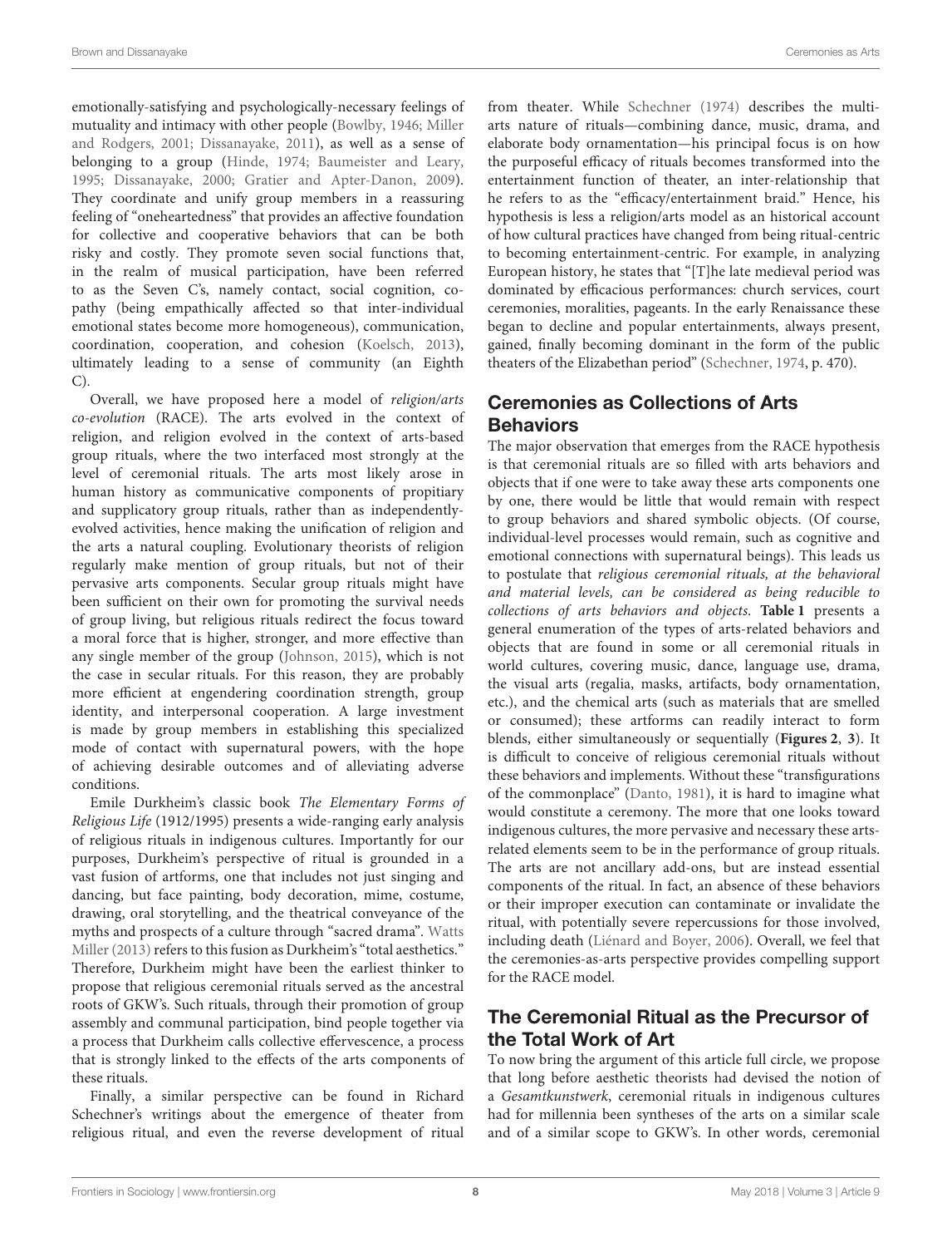emotionally-satisfying and psychologically-necessary feelings of mutuality and intimacy with other people (Bowlby, 1946; Miller and Rodgers, 2001; Dissanayake, 2011), as well as a sense of belonging to a group (Hinde, 1974; Baumeister and Leary, 1995; Dissanayake, 2000; Gratier and Apter-Danon, 2009). They coordinate and unify group members in a reassuring feeling of "oneheartedness" that provides an affective foundation for collective and cooperative behaviors that can be both risky and costly. They promote seven social functions that, in the realm of musical participation, have been referred to as the Seven C's, namely contact, social cognition, co-pathy (being empathically affected so that inter-individual emotional states become more homogeneous), communication, coordination, cooperation, and cohesion (Koelsch, 2013), ultimately leading to a sense of community (an Eighth C).

Overall, we have proposed here a model of *religion/arts co-evolution* (RACE). The arts evolved in the context of religion, and religion evolved in the context of arts-based group rituals, where the two interfaced most strongly at the level of ceremonial rituals. The arts most likely arose in human history as communicative components of propitiary and supplicatory group rituals, rather than as independently-evolved activities, hence making the unification of religion and the arts a natural coupling. Evolutionary theorists of religion regularly make mention of group rituals, but not of their pervasive arts components. Secular group rituals might have been sufficient on their own for promoting the survival needs of group living, but religious rituals redirect the focus toward a moral force that is higher, stronger, and more effective than any single member of the group (Johnson, 2015), which is not the case in secular rituals. For this reason, they are probably more efficient at engendering coordination strength, group identity, and interpersonal cooperation. A large investment is made by group members in establishing this specialized mode of contact with supernatural powers, with the hope of achieving desirable outcomes and of alleviating adverse conditions.

Emile Durkheim's classic book *The Elementary Forms of Religious Life* (1912/1995) presents a wide-ranging early analysis of religious rituals in indigenous cultures. Importantly for our purposes, Durkheim's perspective of ritual is grounded in a vast fusion of artforms, one that includes not just singing and dancing, but face painting, body decoration, mime, costume, drawing, oral storytelling, and the theatrical conveyance of the myths and prospects of a culture through "sacred drama". Watts Miller (2013) refers to this fusion as Durkheim's "total aesthetics." Therefore, Durkheim might have been the earliest thinker to propose that religious ceremonial rituals served as the ancestral roots of GKW's. Such rituals, through their promotion of group assembly and communal participation, bind people together via a process that Durkheim calls collective effervescence, a process that is strongly linked to the effects of the arts components of these rituals.

Finally, a similar perspective can be found in Richard Schechner's writings about the emergence of theater from religious ritual, and even the reverse development of ritual from theater. While Schechner (1974) describes the multi-arts nature of rituals—combining dance, music, drama, and elaborate body ornamentation—his principal focus is on how the purposeful efficacy of rituals becomes transformed into the entertainment function of theater, an inter-relationship that he refers to as the "efficacy/entertainment braid." Hence, his hypothesis is less a religion/arts model as an historical account of how cultural practices have changed from being ritual-centric to becoming entertainment-centric. For example, in analyzing European history, he states that "[T]he late medieval period was dominated by efficacious performances: church services, court ceremonies, moralities, pageants. In the early Renaissance these began to decline and popular entertainments, always present, gained, finally becoming dominant in the form of the public theaters of the Elizabethan period" (Schechner, 1974, p. 470).

## Ceremonies as Collections of Arts Behaviors

The major observation that emerges from the RACE hypothesis is that ceremonial rituals are so filled with arts behaviors and objects that if one were to take away these arts components one by one, there would be little that would remain with respect to group behaviors and shared symbolic objects. (Of course, individual-level processes would remain, such as cognitive and emotional connections with supernatural beings). This leads us to postulate that *religious ceremonial rituals, at the behavioral and material levels, can be considered as being reducible to collections of arts behaviors and objects.* **Table 1** presents a general enumeration of the types of arts-related behaviors and objects that are found in some or all ceremonial rituals in world cultures, covering music, dance, language use, drama, the visual arts (regalia, masks, artifacts, body ornamentation, etc.), and the chemical arts (such as materials that are smelled or consumed); these artforms can readily interact to form blends, either simultaneously or sequentially (**Figures 2**, **3**). It is difficult to conceive of religious ceremonial rituals without these behaviors and implements. Without these "transfigurations of the commonplace" (Danto, 1981), it is hard to imagine what would constitute a ceremony. The more that one looks toward indigenous cultures, the more pervasive and necessary these arts-related elements seem to be in the performance of group rituals. The arts are not ancillary add-ons, but are instead essential components of the ritual. In fact, an absence of these behaviors or their improper execution can contaminate or invalidate the ritual, with potentially severe repercussions for those involved, including death (Liénard and Boyer, 2006). Overall, we feel that the ceremonies-as-arts perspective provides compelling support for the RACE model.

## The Ceremonial Ritual as the Precursor of the Total Work of Art

To now bring the argument of this article full circle, we propose that long before aesthetic theorists had devised the notion of a *Gesamtkunstwerk*, ceremonial rituals in indigenous cultures had for millennia been syntheses of the arts on a similar scale and of a similar scope to GKW's. In other words, ceremonial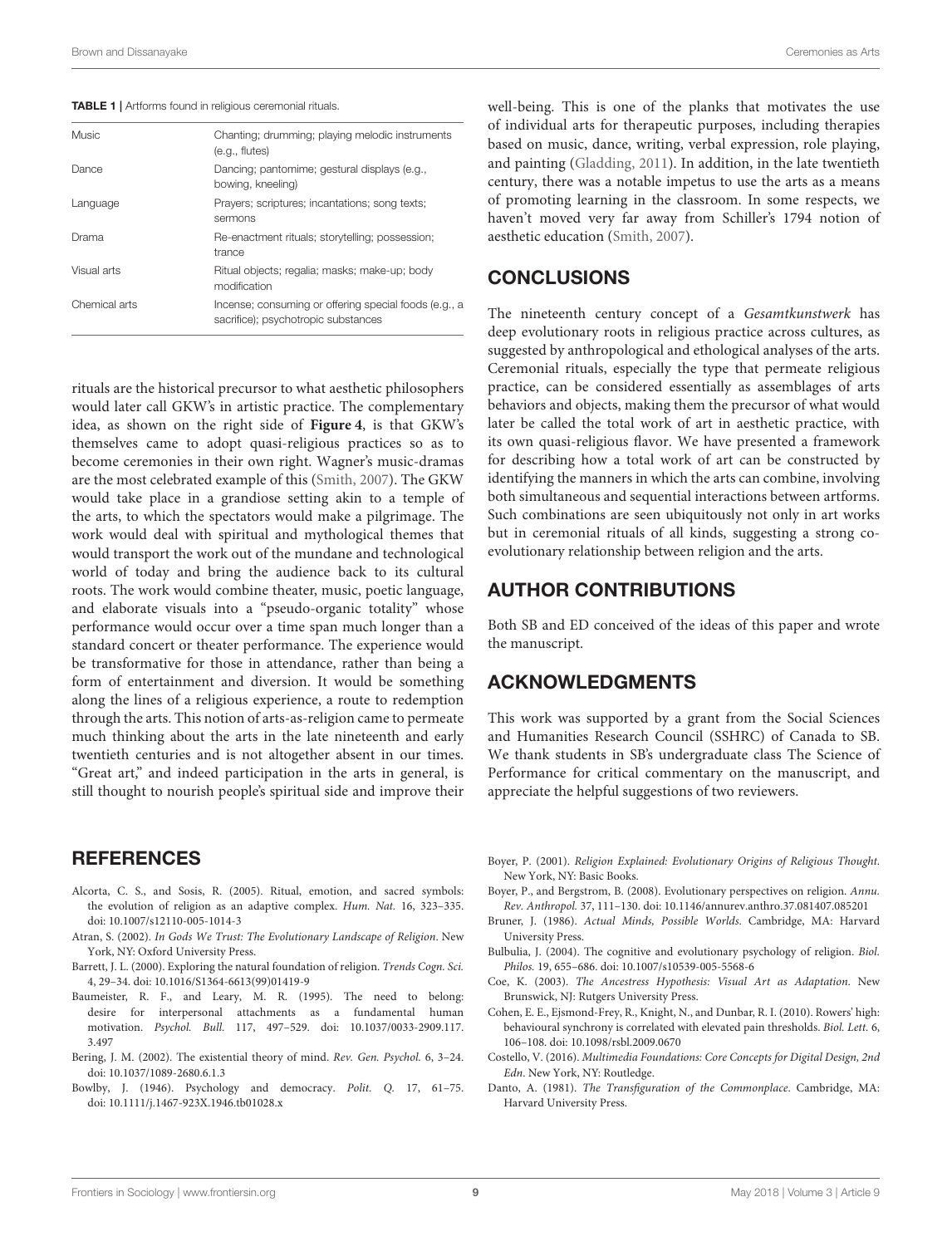**TABLE 1** | Artforms found in religious ceremonial rituals.

| | |
|---|---|
| Music | Chanting; drumming; playing melodic instruments (e.g., flutes) |
| Dance | Dancing; pantomime; gestural displays (e.g., bowing, kneeling) |
| Language | Prayers; scriptures; incantations; song texts; sermons |
| Drama | Re-enactment rituals; storytelling; possession; trance |
| Visual arts | Ritual objects; regalia; masks; make-up; body modification |
| Chemical arts | Incense; consuming or offering special foods (e.g., a sacrifice); psychotropic substances |

rituals are the historical precursor to what aesthetic philosophers would later call GKW's in artistic practice. The complementary idea, as shown on the right side of **Figure 4**, is that GKW's themselves came to adopt quasi-religious practices so as to become ceremonies in their own right. Wagner's music-dramas are the most celebrated example of this (Smith, 2007). The GKW would take place in a grandiose setting akin to a temple of the arts, to which the spectators would make a pilgrimage. The work would deal with spiritual and mythological themes that would transport the work out of the mundane and technological world of today and bring the audience back to its cultural roots. The work would combine theater, music, poetic language, and elaborate visuals into a "pseudo-organic totality" whose performance would occur over a time span much longer than a standard concert or theater performance. The experience would be transformative for those in attendance, rather than being a form of entertainment and diversion. It would be something along the lines of a religious experience, a route to redemption through the arts. This notion of arts-as-religion came to permeate much thinking about the arts in the late nineteenth and early twentieth centuries and is not altogether absent in our times. "Great art," and indeed participation in the arts in general, is still thought to nourish people's spiritual side and improve their well-being. This is one of the planks that motivates the use of individual arts for therapeutic purposes, including therapies based on music, dance, writing, verbal expression, role playing, and painting (Gladding, 2011). In addition, in the late twentieth century, there was a notable impetus to use the arts as a means of promoting learning in the classroom. In some respects, we haven't moved very far away from Schiller's 1794 notion of aesthetic education (Smith, 2007).

## CONCLUSIONS

The nineteenth century concept of a *Gesamtkunstwerk* has deep evolutionary roots in religious practice across cultures, as suggested by anthropological and ethological analyses of the arts. Ceremonial rituals, especially the type that permeate religious practice, can be considered essentially as assemblages of arts behaviors and objects, making them the precursor of what would later be called the total work of art in aesthetic practice, with its own quasi-religious flavor. We have presented a framework for describing how a total work of art can be constructed by identifying the manners in which the arts can combine, involving both simultaneous and sequential interactions between artforms. Such combinations are seen ubiquitously not only in art works but in ceremonial rituals of all kinds, suggesting a strong co-evolutionary relationship between religion and the arts.

## AUTHOR CONTRIBUTIONS

Both SB and ED conceived of the ideas of this paper and wrote the manuscript.

## ACKNOWLEDGMENTS

This work was supported by a grant from the Social Sciences and Humanities Research Council (SSHRC) of Canada to SB. We thank students in SB's undergraduate class The Science of Performance for critical commentary on the manuscript, and appreciate the helpful suggestions of two reviewers.

## REFERENCES

Alcorta, C. S., and Sosis, R. (2005). Ritual, emotion, and sacred symbols: the evolution of religion as an adaptive complex. *Hum. Nat.* 16, 323–335. doi: 10.1007/s12110-005-1014-3

Atran, S. (2002). *In Gods We Trust: The Evolutionary Landscape of Religion*. New York, NY: Oxford University Press.

Barrett, J. L. (2000). Exploring the natural foundation of religion. *Trends Cogn. Sci.* 4, 29–34. doi: 10.1016/S1364-6613(99)01419-9

Baumeister, R. F., and Leary, M. R. (1995). The need to belong: desire for interpersonal attachments as a fundamental human motivation. *Psychol. Bull.* 117, 497–529. doi: 10.1037/0033-2909.117.3.497

Bering, J. M. (2002). The existential theory of mind. *Rev. Gen. Psychol.* 6, 3–24. doi: 10.1037/1089-2680.6.1.3

Bowlby, J. (1946). Psychology and democracy. *Polit. Q.* 17, 61–75. doi: 10.1111/j.1467-923X.1946.tb01028.x

Boyer, P. (2001). *Religion Explained: Evolutionary Origins of Religious Thought*. New York, NY: Basic Books.

Boyer, P., and Bergstrom, B. (2008). Evolutionary perspectives on religion. *Annu. Rev. Anthropol.* 37, 111–130. doi: 10.1146/annurev.anthro.37.081407.085201

Bruner, J. (1986). *Actual Minds, Possible Worlds*. Cambridge, MA: Harvard University Press.

Bulbulia, J. (2004). The cognitive and evolutionary psychology of religion. *Biol. Philos.* 19, 655–686. doi: 10.1007/s10539-005-5568-6

Coe, K. (2003). *The Ancestress Hypothesis: Visual Art as Adaptation*. New Brunswick, NJ: Rutgers University Press.

Cohen, E. E., Ejsmond-Frey, R., Knight, N., and Dunbar, R. I. (2010). Rowers' high: behavioural synchrony is correlated with elevated pain thresholds. *Biol. Lett.* 6, 106–108. doi: 10.1098/rsbl.2009.0670

Costello, V. (2016). *Multimedia Foundations: Core Concepts for Digital Design, 2nd Edn*. New York, NY: Routledge.

Danto, A. (1981). *The Transfiguration of the Commonplace*. Cambridge, MA: Harvard University Press.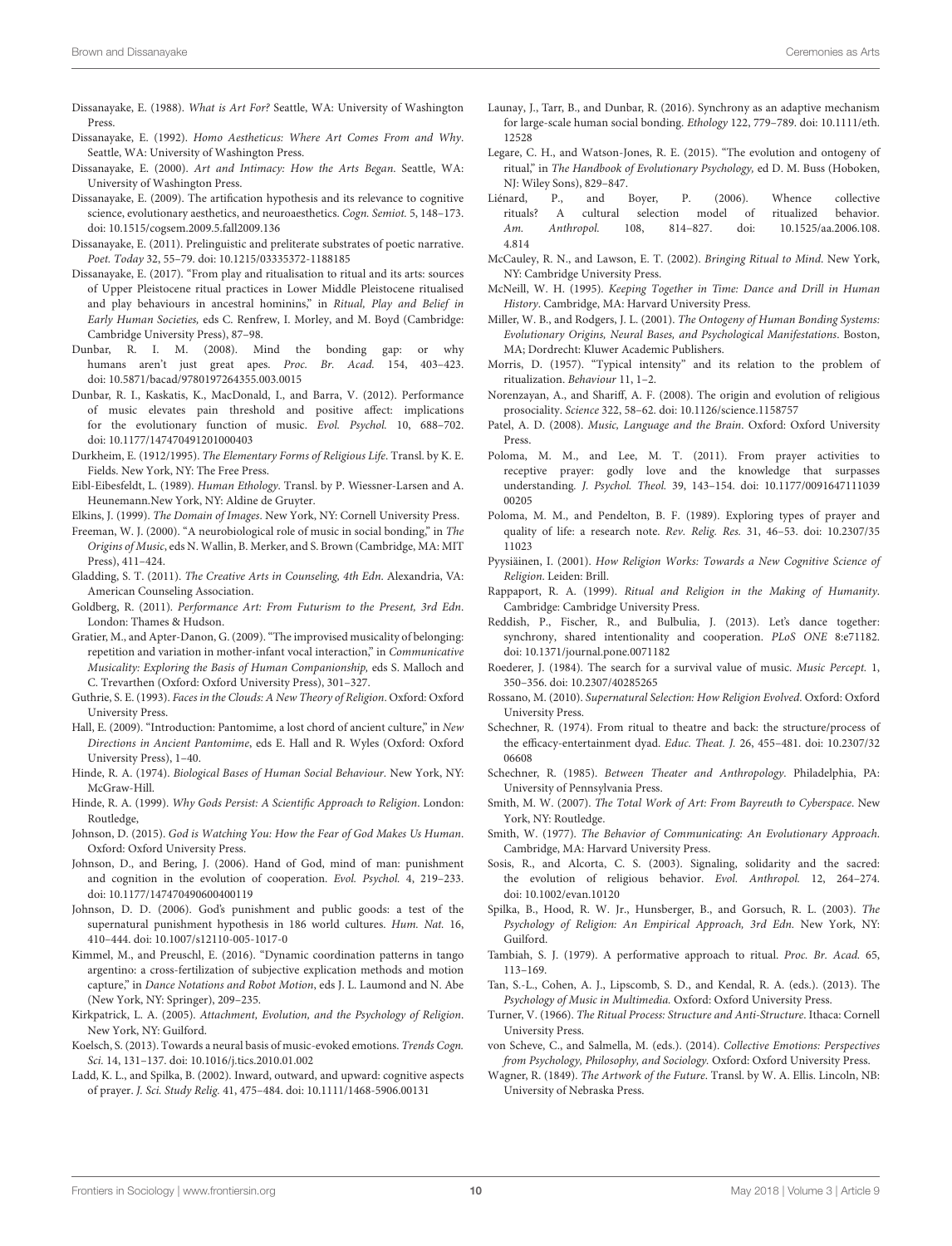Dissanayake, E. (1988). *What is Art For?* Seattle, WA: University of Washington Press.

Dissanayake, E. (1992). *Homo Aestheticus: Where Art Comes From and Why*. Seattle, WA: University of Washington Press.

Dissanayake, E. (2000). *Art and Intimacy: How the Arts Began*. Seattle, WA: University of Washington Press.

Dissanayake, E. (2009). The artification hypothesis and its relevance to cognitive science, evolutionary aesthetics, and neuroaesthetics. *Cogn. Semiot.* 5, 148–173. doi: 10.1515/cogsem.2009.5.fall2009.136

Dissanayake, E. (2011). Prelinguistic and preliterate substrates of poetic narrative. *Poet. Today* 32, 55–79. doi: 10.1215/03335372-1188185

Dissanayake, E. (2017). "From play and ritualisation to ritual and its arts: sources of Upper Pleistocene ritual practices in Lower Middle Pleistocene ritualised and play behaviours in ancestral hominins," in *Ritual, Play and Belief in Early Human Societies,* eds C. Renfrew, I. Morley, and M. Boyd (Cambridge: Cambridge University Press), 87–98.

Dunbar, R. I. M. (2008). Mind the bonding gap: or why humans aren't just great apes. *Proc. Br. Acad.* 154, 403–423. doi: 10.5871/bacad/9780197264355.003.0015

Dunbar, R. I., Kaskatis, K., MacDonald, I., and Barra, V. (2012). Performance of music elevates pain threshold and positive affect: implications for the evolutionary function of music. *Evol. Psychol.* 10, 688–702. doi: 10.1177/147470491201000403

Durkheim, E. (1912/1995). *The Elementary Forms of Religious Life*. Transl. by K. E. Fields. New York, NY: The Free Press.

Eibl-Eibesfeldt, L. (1989). *Human Ethology*. Transl. by P. Wiessner-Larsen and A. Heunemann.New York, NY: Aldine de Gruyter.

Elkins, J. (1999). *The Domain of Images*. New York, NY: Cornell University Press.

Freeman, W. J. (2000). "A neurobiological role of music in social bonding," in *The Origins of Music*, eds N. Wallin, B. Merker, and S. Brown (Cambridge, MA: MIT Press), 411–424.

Gladding, S. T. (2011). *The Creative Arts in Counseling, 4th Edn*. Alexandria, VA: American Counseling Association.

Goldberg, R. (2011). *Performance Art: From Futurism to the Present, 3rd Edn*. London: Thames & Hudson.

Gratier, M., and Apter-Danon, G. (2009). "The improvised musicality of belonging: repetition and variation in mother-infant vocal interaction," in *Communicative Musicality: Exploring the Basis of Human Companionship,* eds S. Malloch and C. Trevarthen (Oxford: Oxford University Press), 301–327.

Guthrie, S. E. (1993). *Faces in the Clouds: A New Theory of Religion*. Oxford: Oxford University Press.

Hall, E. (2009). "Introduction: Pantomime, a lost chord of ancient culture," in *New Directions in Ancient Pantomime*, eds E. Hall and R. Wyles (Oxford: Oxford University Press), 1–40.

Hinde, R. A. (1974). *Biological Bases of Human Social Behaviour*. New York, NY: McGraw-Hill.

Hinde, R. A. (1999). *Why Gods Persist: A Scientific Approach to Religion*. London: Routledge,

Johnson, D. (2015). *God is Watching You: How the Fear of God Makes Us Human*. Oxford: Oxford University Press.

Johnson, D., and Bering, J. (2006). Hand of God, mind of man: punishment and cognition in the evolution of cooperation. *Evol. Psychol.* 4, 219–233. doi: 10.1177/147470490600400119

Johnson, D. D. (2006). God's punishment and public goods: a test of the supernatural punishment hypothesis in 186 world cultures. *Hum. Nat.* 16, 410–444. doi: 10.1007/s12110-005-1017-0

Kimmel, M., and Preuschl, E. (2016). "Dynamic coordination patterns in tango argentino: a cross-fertilization of subjective explication methods and motion capture," in *Dance Notations and Robot Motion*, eds J. L. Laumond and N. Abe (New York, NY: Springer), 209–235.

Kirkpatrick, L. A. (2005). *Attachment, Evolution, and the Psychology of Religion*. New York, NY: Guilford.

Koelsch, S. (2013). Towards a neural basis of music-evoked emotions. *Trends Cogn. Sci.* 14, 131–137. doi: 10.1016/j.tics.2010.01.002

Ladd, K. L., and Spilka, B. (2002). Inward, outward, and upward: cognitive aspects of prayer. *J. Sci. Study Relig.* 41, 475–484. doi: 10.1111/1468-5906.00131

Launay, J., Tarr, B., and Dunbar, R. (2016). Synchrony as an adaptive mechanism for large-scale human social bonding. *Ethology* 122, 779–789. doi: 10.1111/eth.12528

Legare, C. H., and Watson-Jones, R. E. (2015). "The evolution and ontogeny of ritual," in *The Handbook of Evolutionary Psychology,* ed D. M. Buss (Hoboken, NJ: Wiley Sons), 829–847.

Liénard, P., and Boyer, P. (2006). Whence collective rituals? A cultural selection model of ritualized behavior. *Am. Anthropol.* 108, 814–827. doi: 10.1525/aa.2006.108.4.814

McCauley, R. N., and Lawson, E. T. (2002). *Bringing Ritual to Mind*. New York, NY: Cambridge University Press.

McNeill, W. H. (1995). *Keeping Together in Time: Dance and Drill in Human History*. Cambridge, MA: Harvard University Press.

Miller, W. B., and Rodgers, J. L. (2001). *The Ontogeny of Human Bonding Systems: Evolutionary Origins, Neural Bases, and Psychological Manifestations*. Boston, MA; Dordrecht: Kluwer Academic Publishers.

Morris, D. (1957). "Typical intensity" and its relation to the problem of ritualization. *Behaviour* 11, 1–2.

Norenzayan, A., and Shariff, A. F. (2008). The origin and evolution of religious prosociality. *Science* 322, 58–62. doi: 10.1126/science.1158757

Patel, A. D. (2008). *Music, Language and the Brain*. Oxford: Oxford University Press.

Poloma, M. M., and Lee, M. T. (2011). From prayer activities to receptive prayer: godly love and the knowledge that surpasses understanding. *J. Psychol. Theol.* 39, 143–154. doi: 10.1177/009164711103900205

Poloma, M. M., and Pendelton, B. F. (1989). Exploring types of prayer and quality of life: a research note. *Rev. Relig. Res.* 31, 46–53. doi: 10.2307/3511023

Pyysiäinen, I. (2001). *How Religion Works: Towards a New Cognitive Science of Religion*. Leiden: Brill.

Rappaport, R. A. (1999). *Ritual and Religion in the Making of Humanity*. Cambridge: Cambridge University Press.

Reddish, P., Fischer, R., and Bulbulia, J. (2013). Let's dance together: synchrony, shared intentionality and cooperation. *PLoS ONE* 8:e71182. doi: 10.1371/journal.pone.0071182

Roederer, J. (1984). The search for a survival value of music. *Music Percept.* 1, 350–356. doi: 10.2307/40285265

Rossano, M. (2010). *Supernatural Selection: How Religion Evolved*. Oxford: Oxford University Press.

Schechner, R. (1974). From ritual to theatre and back: the structure/process of the efficacy-entertainment dyad. *Educ. Theat. J.* 26, 455–481. doi: 10.2307/3206608

Schechner, R. (1985). *Between Theater and Anthropology*. Philadelphia, PA: University of Pennsylvania Press.

Smith, M. W. (2007). *The Total Work of Art: From Bayreuth to Cyberspace*. New York, NY: Routledge.

Smith, W. (1977). *The Behavior of Communicating: An Evolutionary Approach*. Cambridge, MA: Harvard University Press.

Sosis, R., and Alcorta, C. S. (2003). Signaling, solidarity and the sacred: the evolution of religious behavior. *Evol. Anthropol.* 12, 264–274. doi: 10.1002/evan.10120

Spilka, B., Hood, R. W. Jr., Hunsberger, B., and Gorsuch, R. L. (2003). *The Psychology of Religion: An Empirical Approach, 3rd Edn*. New York, NY: Guilford.

Tambiah, S. J. (1979). A performative approach to ritual. *Proc. Br. Acad.* 65, 113–169.

Tan, S.-L., Cohen, A. J., Lipscomb, S. D., and Kendal, R. A. (eds.). (2013). The *Psychology of Music in Multimedia.* Oxford: Oxford University Press.

Turner, V. (1966). *The Ritual Process: Structure and Anti-Structure*. Ithaca: Cornell University Press.

von Scheve, C., and Salmella, M. (eds.). (2014). *Collective Emotions: Perspectives from Psychology, Philosophy, and Sociology*. Oxford: Oxford University Press.

Wagner, R. (1849). *The Artwork of the Future*. Transl. by W. A. Ellis. Lincoln, NB: University of Nebraska Press.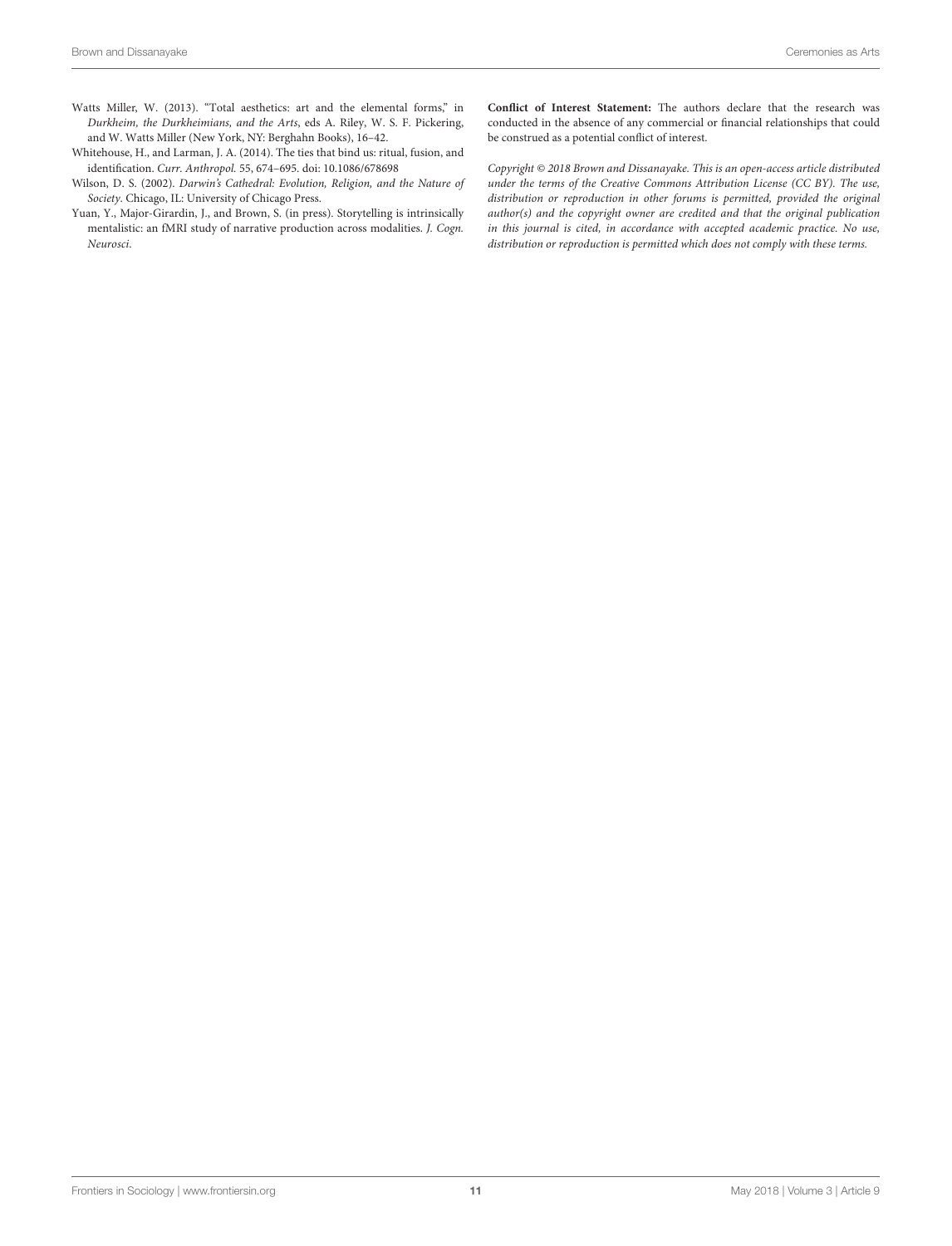Watts Miller, W. (2013). "Total aesthetics: art and the elemental forms," in *Durkheim, the Durkheimians, and the Arts*, eds A. Riley, W. S. F. Pickering, and W. Watts Miller (New York, NY: Berghahn Books), 16–42.

Whitehouse, H., and Larman, J. A. (2014). The ties that bind us: ritual, fusion, and identification. *Curr. Anthropol.* 55, 674–695. doi: 10.1086/678698

Wilson, D. S. (2002). *Darwin's Cathedral: Evolution, Religion, and the Nature of Society*. Chicago, IL: University of Chicago Press.

Yuan, Y., Major-Girardin, J., and Brown, S. (in press). Storytelling is intrinsically mentalistic: an fMRI study of narrative production across modalities. *J. Cogn. Neurosci*.

**Conflict of Interest Statement:** The authors declare that the research was conducted in the absence of any commercial or financial relationships that could be construed as a potential conflict of interest.

*Copyright © 2018 Brown and Dissanayake. This is an open-access article distributed under the terms of the Creative Commons Attribution License (CC BY). The use, distribution or reproduction in other forums is permitted, provided the original author(s) and the copyright owner are credited and that the original publication in this journal is cited, in accordance with accepted academic practice. No use, distribution or reproduction is permitted which does not comply with these terms.*